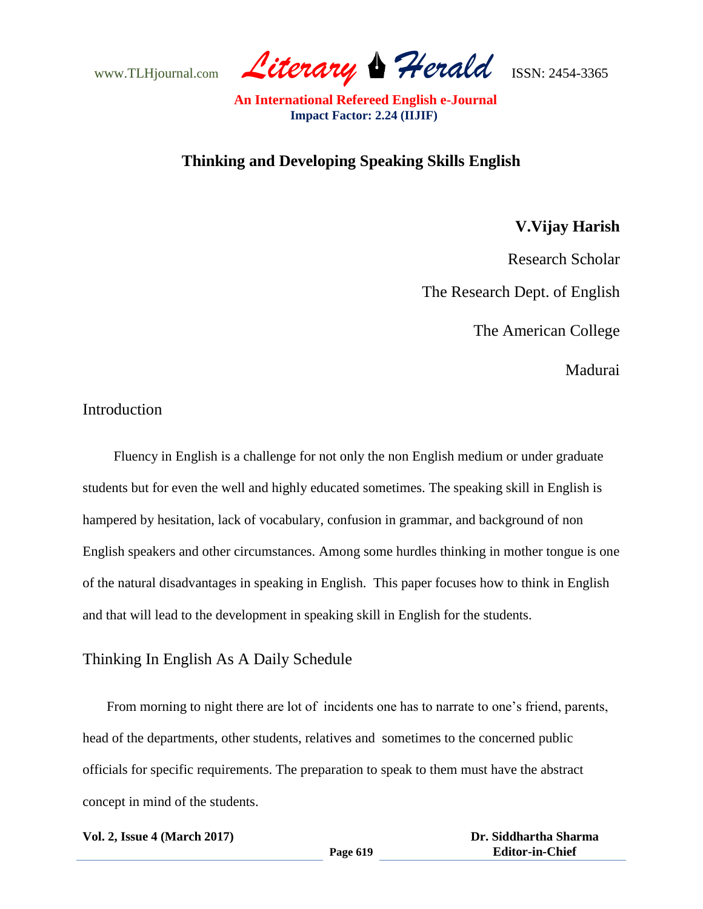# Thinking and Developing Speaking Skills English

**V.Vijay Harish**

Research Scholar

The Research Dept. of English

The American College

Madurai

## Introduction

Fluency in English is a challenge for not only the non English medium or under graduate students but for even the well and highly educated sometimes. The speaking skill in English is hampered by hesitation, lack of vocabulary, confusion in grammar, and background of non English speakers and other circumstances. Among some hurdles thinking in mother tongue is one of the natural disadvantages in speaking in English. This paper focuses how to think in English and that will lead to the development in speaking skill in English for the students.

## Thinking In English As A Daily Schedule

From morning to night there are lot of incidents one has to narrate to one's friend, parents, head of the departments, other students, relatives and sometimes to the concerned public officials for specific requirements. The preparation to speak to them must have the abstract concept in mind of the students.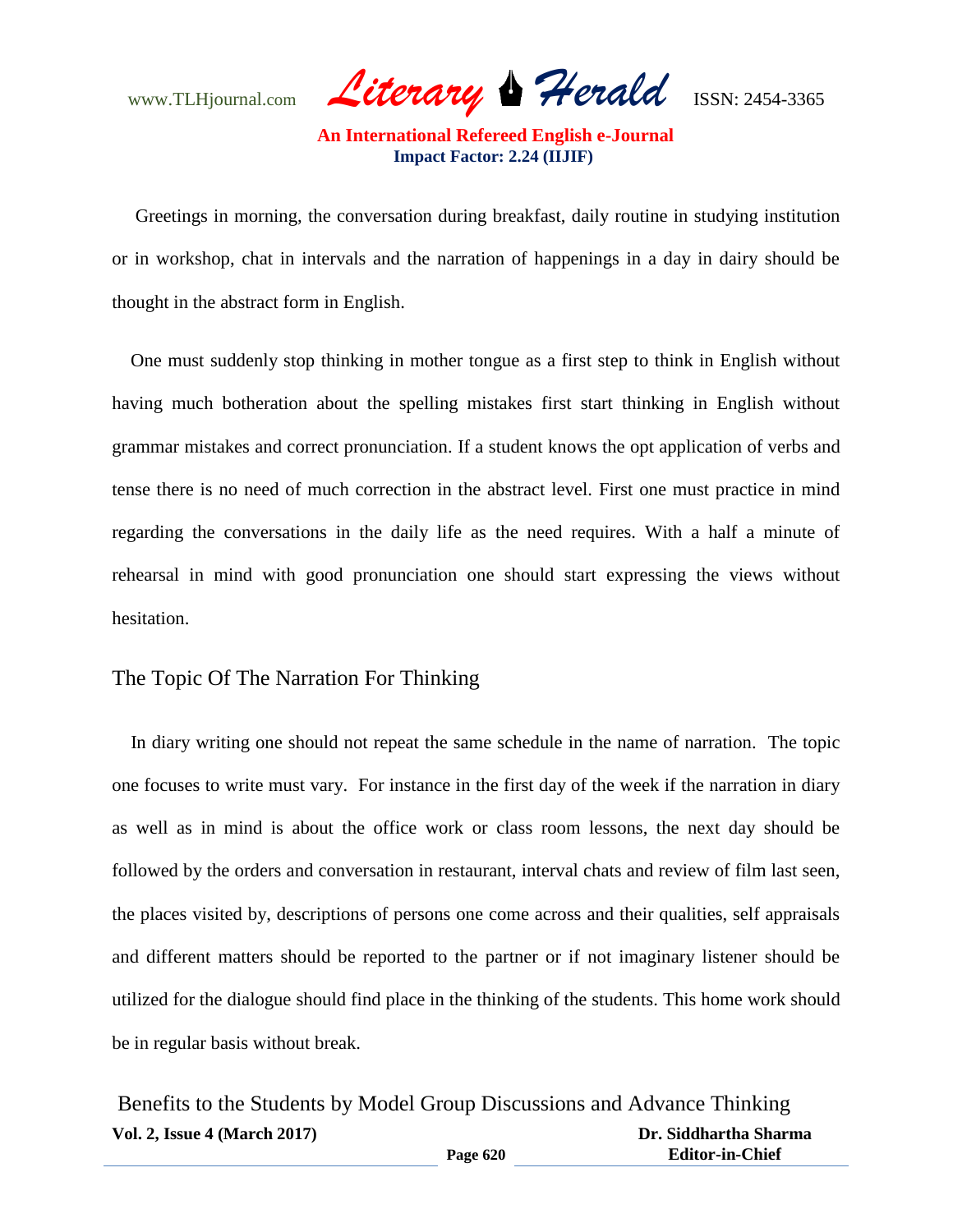Greetings in morning, the conversation during breakfast, daily routine in studying institution or in workshop, chat in intervals and the narration of happenings in a day in dairy should be thought in the abstract form in English.

One must suddenly stop thinking in mother tongue as a first step to think in English without having much botheration about the spelling mistakes first start thinking in English without grammar mistakes and correct pronunciation. If a student knows the opt application of verbs and tense there is no need of much correction in the abstract level. First one must practice in mind regarding the conversations in the daily life as the need requires. With a half a minute of rehearsal in mind with good pronunciation one should start expressing the views without hesitation.

## The Topic Of The Narration For Thinking

In diary writing one should not repeat the same schedule in the name of narration. The topic one focuses to write must vary. For instance in the first day of the week if the narration in diary as well as in mind is about the office work or class room lessons, the next day should be followed by the orders and conversation in restaurant, interval chats and review of film last seen, the places visited by, descriptions of persons one come across and their qualities, self appraisals and different matters should be reported to the partner or if not imaginary listener should be utilized for the dialogue should find place in the thinking of the students. This home work should be in regular basis without break.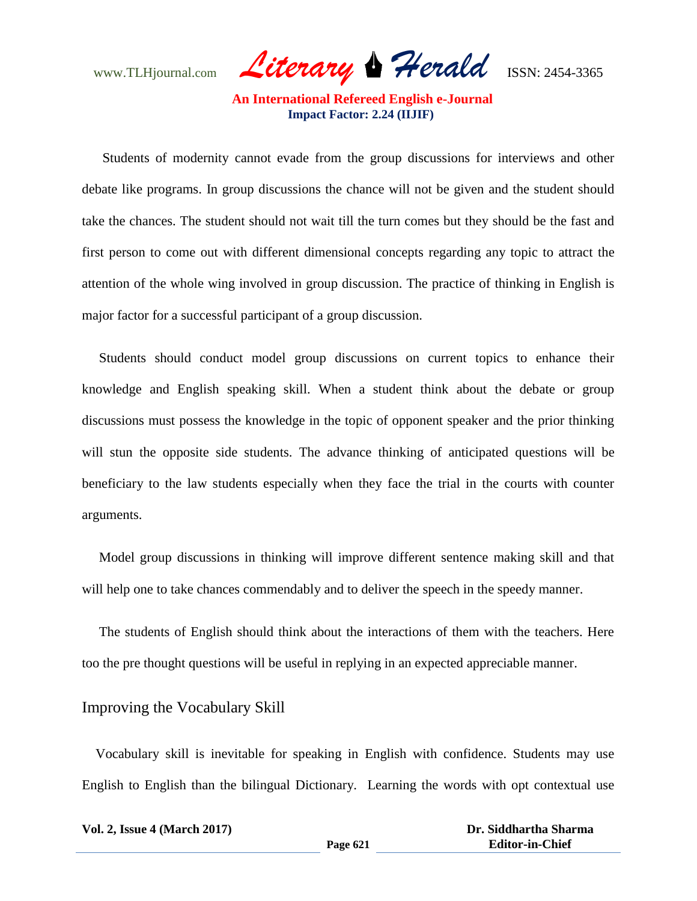Students of modernity cannot evade from the group discussions for interviews and other debate like programs. In group discussions the chance will not be given and the student should take the chances. The student should not wait till the turn comes but they should be the fast and first person to come out with different dimensional concepts regarding any topic to attract the attention of the whole wing involved in group discussion. The practice of thinking in English is major factor for a successful participant of a group discussion.

Students should conduct model group discussions on current topics to enhance their knowledge and English speaking skill. When a student think about the debate or group discussions must possess the knowledge in the topic of opponent speaker and the prior thinking will stun the opposite side students. The advance thinking of anticipated questions will be beneficiary to the law students especially when they face the trial in the courts with counter arguments.

Model group discussions in thinking will improve different sentence making skill and that will help one to take chances commendably and to deliver the speech in the speedy manner.

The students of English should think about the interactions of them with the teachers. Here too the pre thought questions will be useful in replying in an expected appreciable manner.

## Improving the Vocabulary Skill

Vocabulary skill is inevitable for speaking in English with confidence. Students may use English to English than the bilingual Dictionary. Learning the words with opt contextual use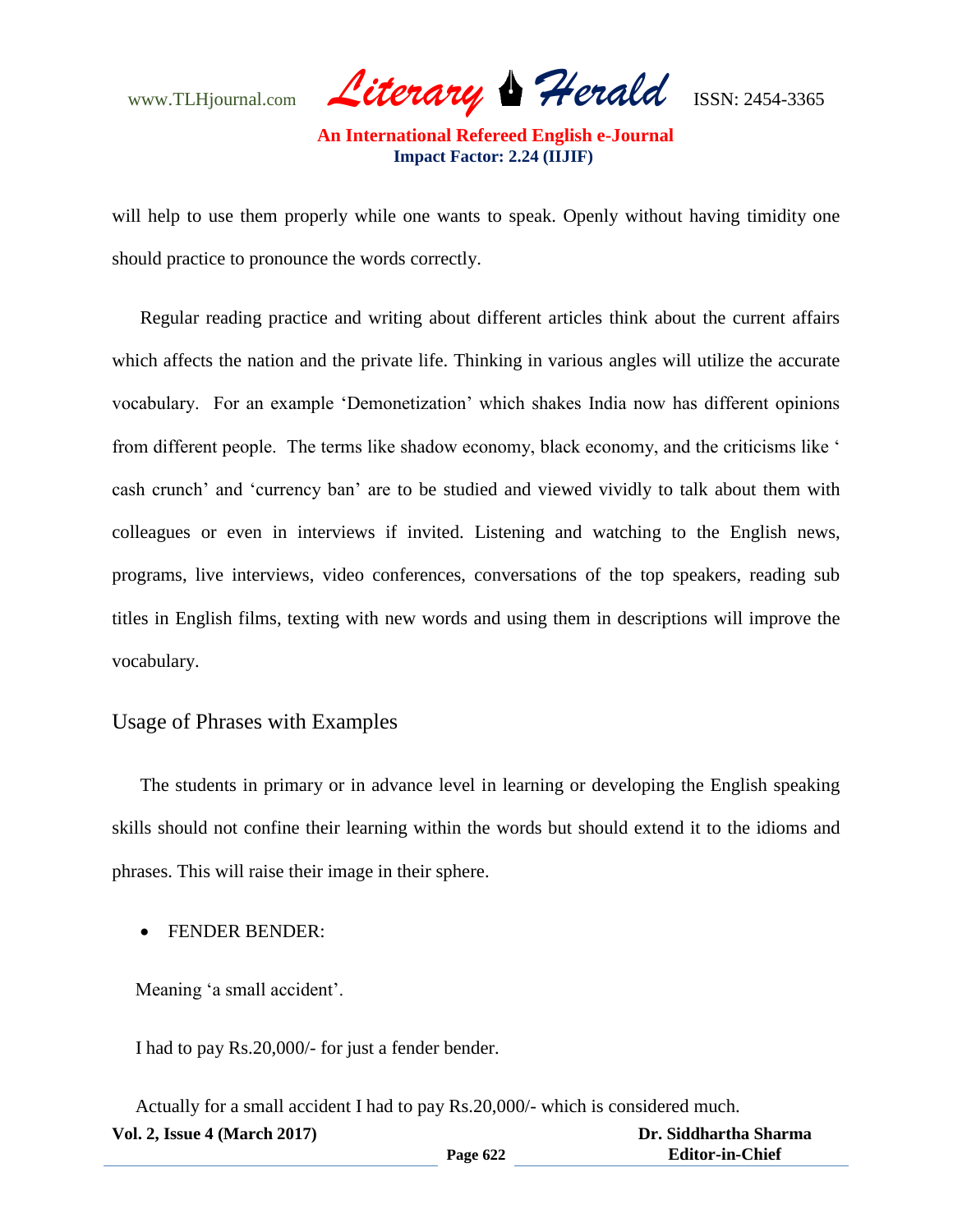will help to use them properly while one wants to speak. Openly without having timidity one should practice to pronounce the words correctly.

Regular reading practice and writing about different articles think about the current affairs which affects the nation and the private life. Thinking in various angles will utilize the accurate vocabulary. For an example 'Demonetization' which shakes India now has different opinions from different people. The terms like shadow economy, black economy, and the criticisms like ' cash crunch' and 'currency ban' are to be studied and viewed vividly to talk about them with colleagues or even in interviews if invited. Listening and watching to the English news, programs, live interviews, video conferences, conversations of the top speakers, reading sub titles in English films, texting with new words and using them in descriptions will improve the vocabulary.

## Usage of Phrases with Examples

The students in primary or in advance level in learning or developing the English speaking skills should not confine their learning within the words but should extend it to the idioms and phrases. This will raise their image in their sphere.

- FENDER BENDER:

Meaning 'a small accident'.

I had to pay Rs.20,000/- for just a fender bender.

Actually for a small accident I had to pay Rs.20,000/- which is considered much.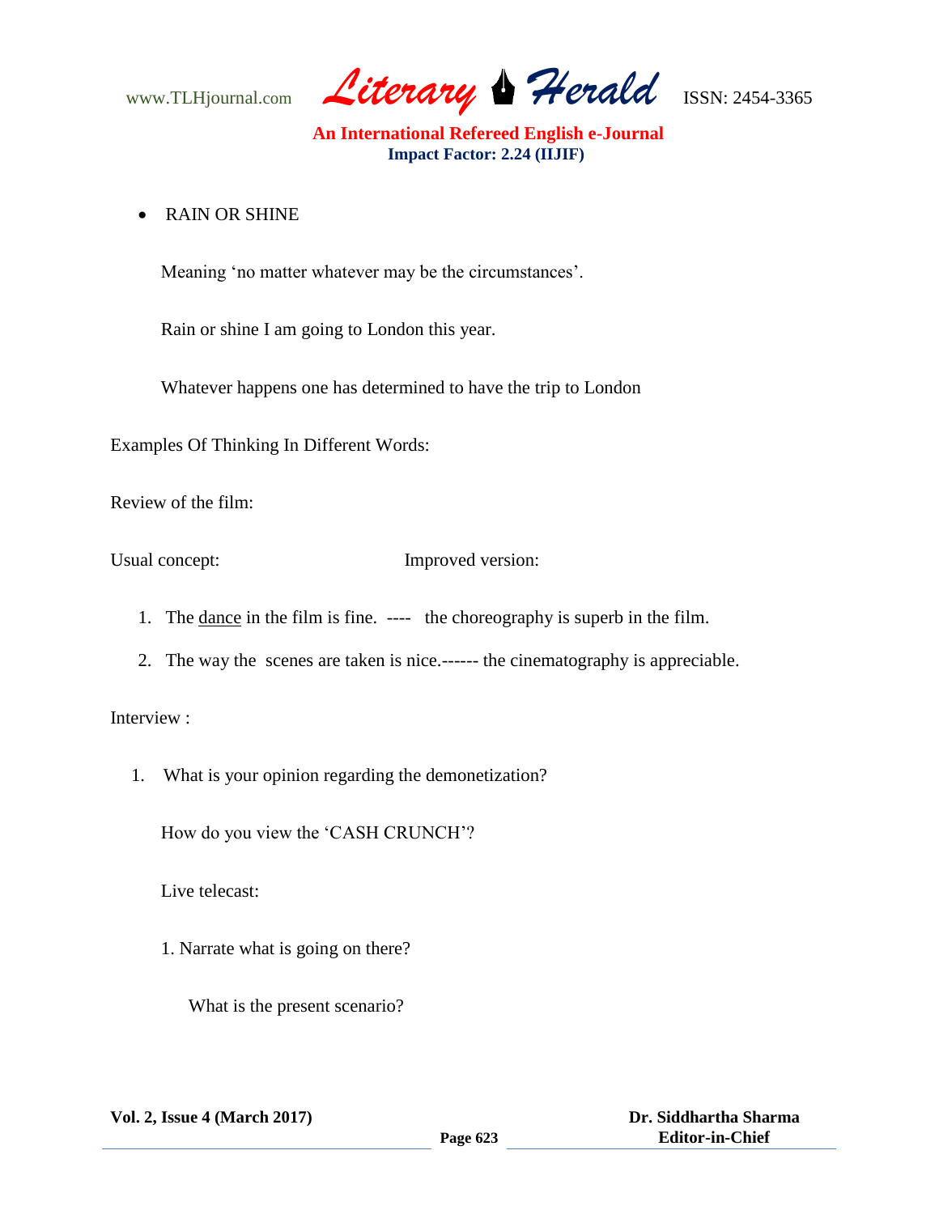- RAIN OR SHINE

  Meaning 'no matter whatever may be the circumstances'.

  Rain or shine I am going to London this year.

  Whatever happens one has determined to have the trip to London

Examples Of Thinking In Different Words:

Review of the film:

Usual concept: Improved version:

1. The dance in the film is fine. ---- the choreography is superb in the film.
2. The way the scenes are taken is nice.------ the cinematography is appreciable.

Interview :

1. What is your opinion regarding the demonetization?

   How do you view the 'CASH CRUNCH'?

   Live telecast:

   1. Narrate what is going on there?

      What is the present scenario?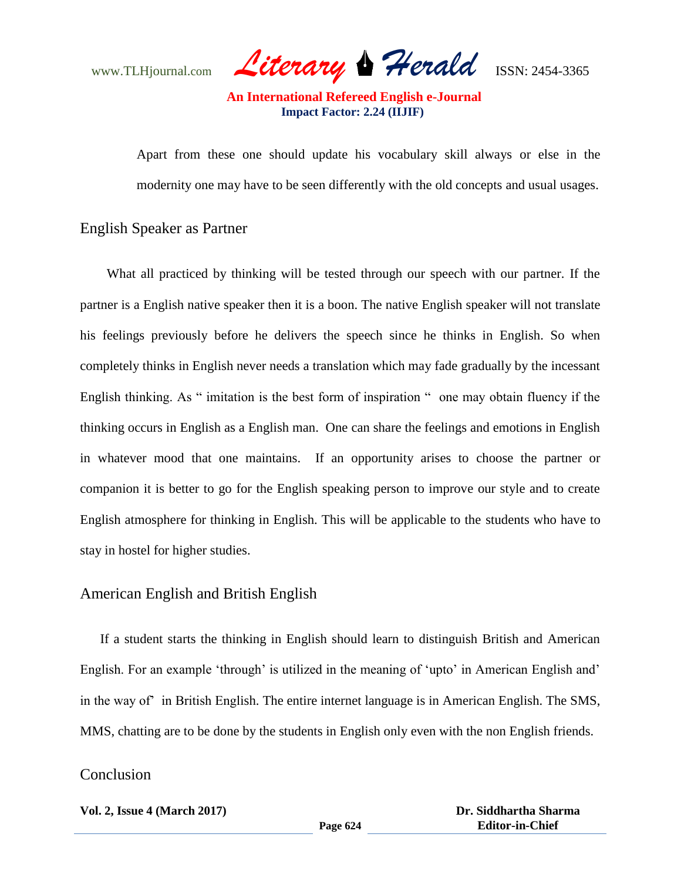Apart from these one should update his vocabulary skill always or else in the modernity one may have to be seen differently with the old concepts and usual usages.

## English Speaker as Partner

What all practiced by thinking will be tested through our speech with our partner. If the partner is a English native speaker then it is a boon. The native English speaker will not translate his feelings previously before he delivers the speech since he thinks in English. So when completely thinks in English never needs a translation which may fade gradually by the incessant English thinking. As " imitation is the best form of inspiration " one may obtain fluency if the thinking occurs in English as a English man. One can share the feelings and emotions in English in whatever mood that one maintains. If an opportunity arises to choose the partner or companion it is better to go for the English speaking person to improve our style and to create English atmosphere for thinking in English. This will be applicable to the students who have to stay in hostel for higher studies.

## American English and British English

If a student starts the thinking in English should learn to distinguish British and American English. For an example 'through' is utilized in the meaning of 'upto' in American English and' in the way of' in British English. The entire internet language is in American English. The SMS, MMS, chatting are to be done by the students in English only even with the non English friends.

## Conclusion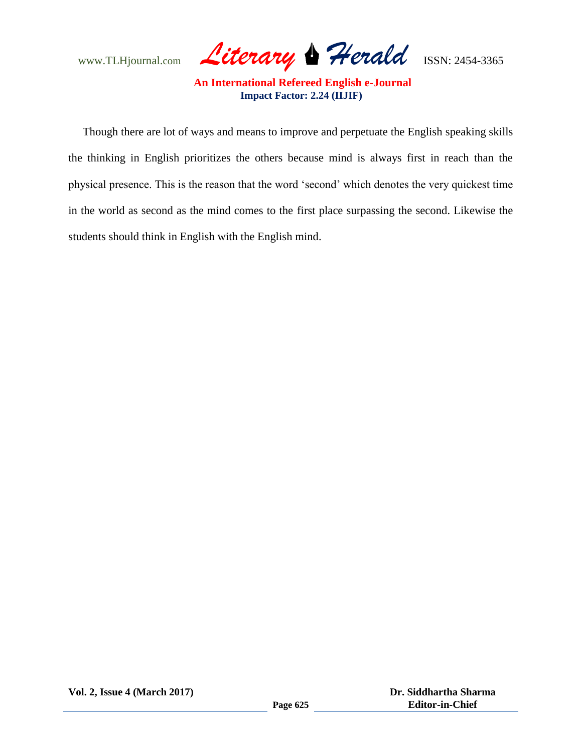Though there are lot of ways and means to improve and perpetuate the English speaking skills the thinking in English prioritizes the others because mind is always first in reach than the physical presence. This is the reason that the word 'second' which denotes the very quickest time in the world as second as the mind comes to the first place surpassing the second. Likewise the students should think in English with the English mind.